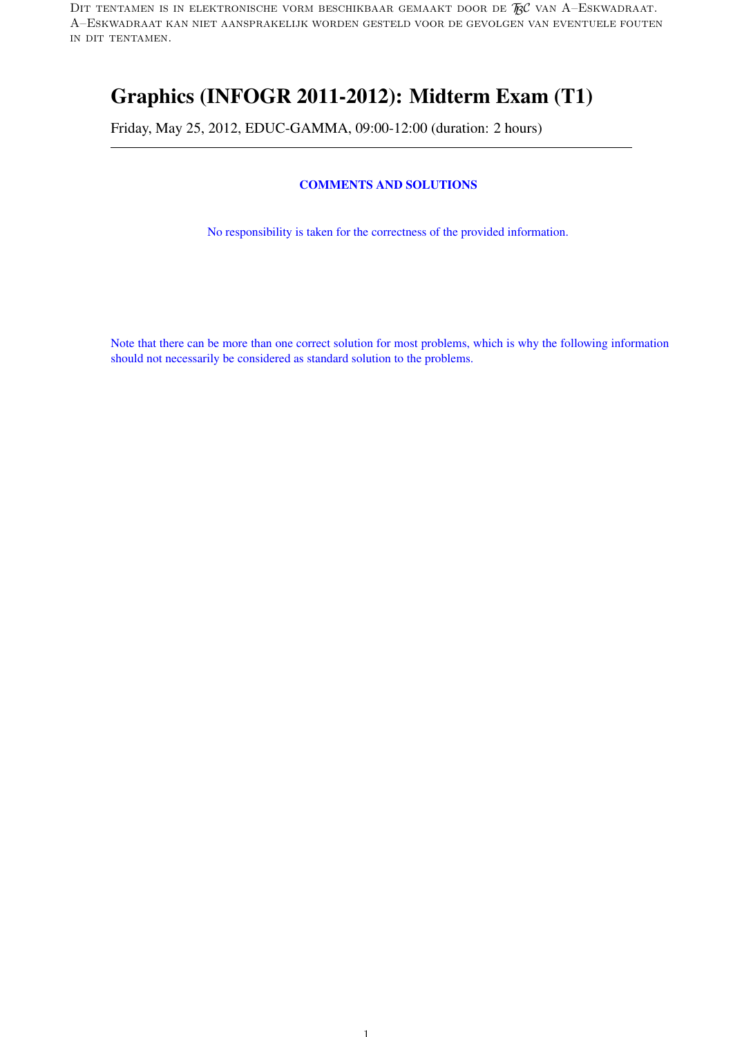DIT TENTAMEN IS IN ELEKTRONISCHE VORM BESCHIKBAAR GEMAAKT DOOR DE $\mathcal{TBC}$ VAN A–ESKWADRAAT. A–ESKWADRAAT KAN NIET AANSPRAKELIJK WORDEN GESTELD VOOR DE GEVOLGEN VAN EVENTUELE FOUTEN IN DIT TENTAMEN.

# Graphics (INFOGR 2011-2012): Midterm Exam (T1)

Friday, May 25, 2012, EDUC-GAMMA, 09:00-12:00 (duration: 2 hours)

---

**COMMENTS AND SOLUTIONS**

No responsibility is taken for the correctness of the provided information.

Note that there can be more than one correct solution for most problems, which is why the following information should not necessarily be considered as standard solution to the problems.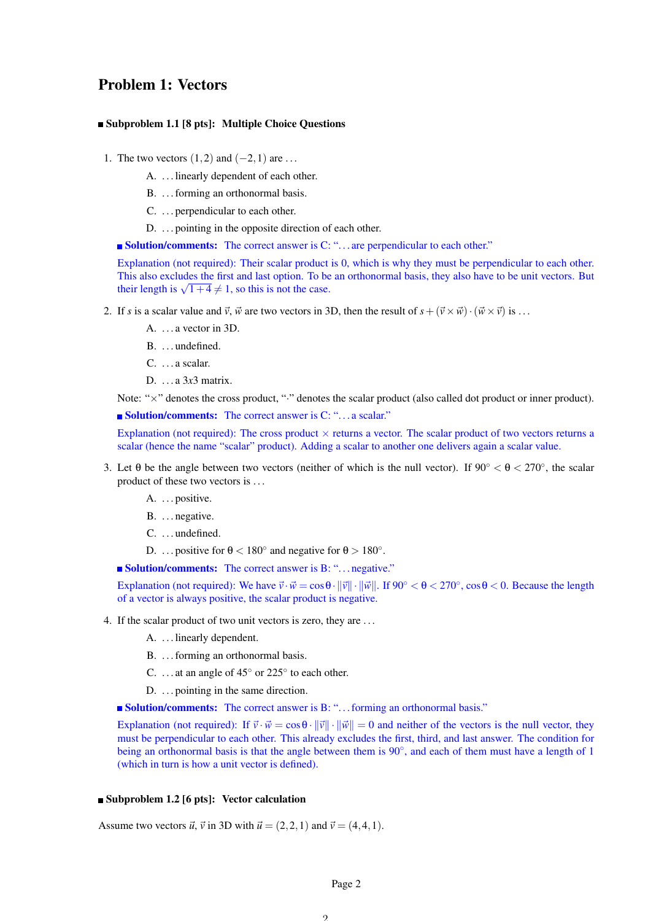# Problem 1: Vectors

### ■ Subproblem 1.1 [8 pts]: Multiple Choice Questions

1. The two vectors $(1,2)$ and $(-2,1)$ are ...

   A. ...linearly dependent of each other.

   B. ...forming an orthonormal basis.

   C. ...perpendicular to each other.

   D. ...pointing in the opposite direction of each other.

   ■ **Solution/comments:** The correct answer is C: "...are perpendicular to each other."

   Explanation (not required): Their scalar product is 0, which is why they must be perpendicular to each other. This also excludes the first and last option. To be an orthonormal basis, they also have to be unit vectors. But their length is $\sqrt{1+4} \neq 1$, so this is not the case.

2. If $s$ is a scalar value and $\vec{v}$, $\vec{w}$ are two vectors in 3D, then the result of $s + (\vec{v} \times \vec{w}) \cdot (\vec{w} \times \vec{v})$ is ...

   A. ...a vector in 3D.

   B. ...undefined.

   C. ...a scalar.

   D. ...a 3x3 matrix.

   Note: "$\times$" denotes the cross product, "$\cdot$" denotes the scalar product (also called dot product or inner product).

   ■ **Solution/comments:** The correct answer is C: "...a scalar."

   Explanation (not required): The cross product $\times$ returns a vector. The scalar product of two vectors returns a scalar (hence the name "scalar" product). Adding a scalar to another one delivers again a scalar value.

3. Let $\theta$ be the angle between two vectors (neither of which is the null vector). If $90° < \theta < 270°$, the scalar product of these two vectors is ...

   A. ...positive.

   B. ...negative.

   C. ...undefined.

   D. ...positive for $\theta < 180°$ and negative for $\theta > 180°$.

   ■ **Solution/comments:** The correct answer is B: "...negative."

   Explanation (not required): We have $\vec{v} \cdot \vec{w} = \cos\theta \cdot \|\vec{v}\| \cdot \|\vec{w}\|$. If $90° < \theta < 270°$, $\cos\theta < 0$. Because the length of a vector is always positive, the scalar product is negative.

4. If the scalar product of two unit vectors is zero, they are ...

   A. ...linearly dependent.

   B. ...forming an orthonormal basis.

   C. ...at an angle of $45°$ or $225°$ to each other.

   D. ...pointing in the same direction.

   ■ **Solution/comments:** The correct answer is B: "...forming an orthonormal basis."

   Explanation (not required): If $\vec{v} \cdot \vec{w} = \cos\theta \cdot \|\vec{v}\| \cdot \|\vec{w}\| = 0$ and neither of the vectors is the null vector, they must be perpendicular to each other. This already excludes the first, third, and last answer. The condition for being an orthonormal basis is that the angle between them is $90°$, and each of them must have a length of 1 (which in turn is how a unit vector is defined).

### ■ Subproblem 1.2 [6 pts]: Vector calculation

Assume two vectors $\vec{u}$, $\vec{v}$ in 3D with $\vec{u} = (2,2,1)$ and $\vec{v} = (4,4,1)$.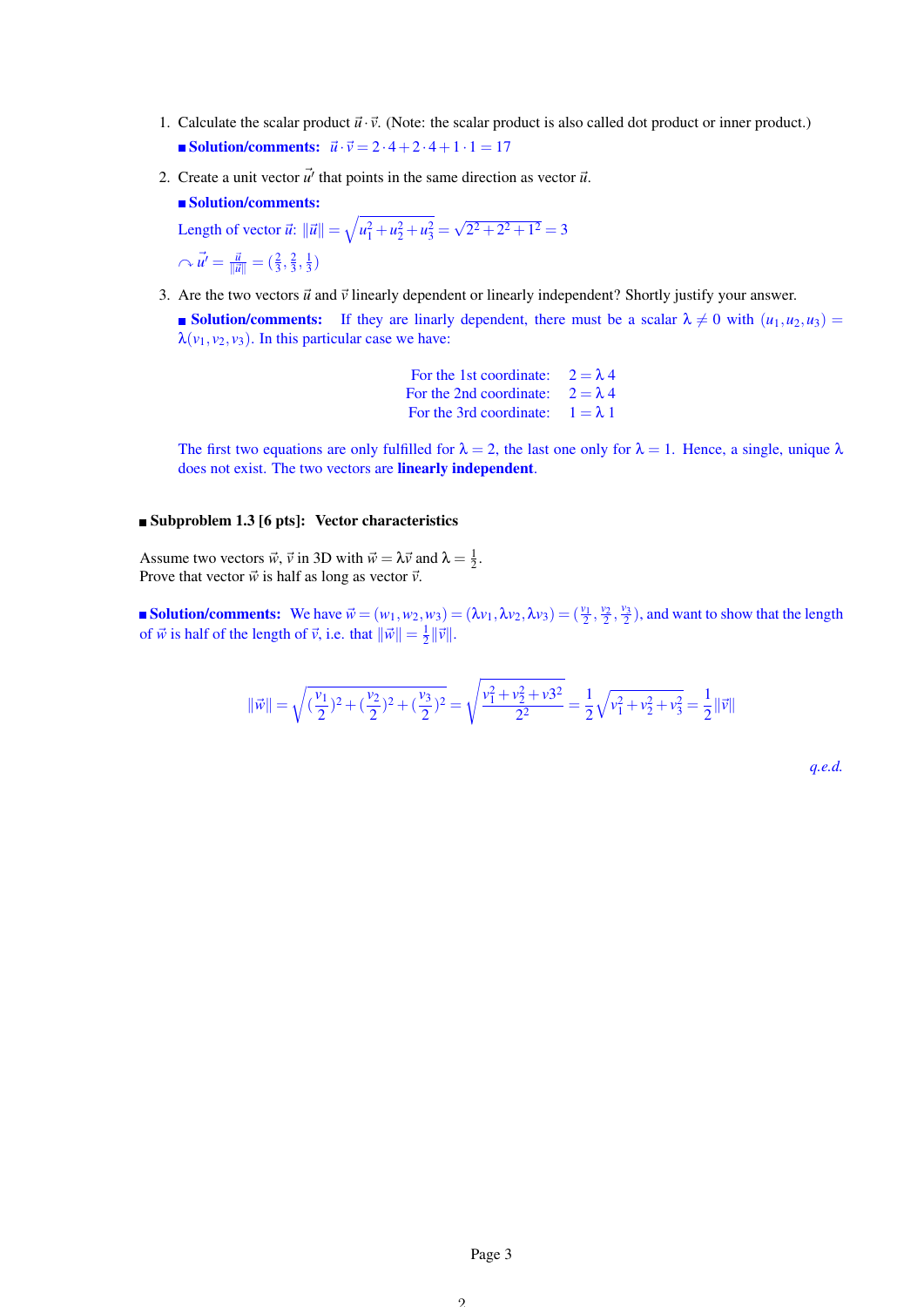1. Calculate the scalar product $\vec{u} \cdot \vec{v}$. (Note: the scalar product is also called dot product or inner product.)

   **Solution/comments:** $\vec{u} \cdot \vec{v} = 2 \cdot 4 + 2 \cdot 4 + 1 \cdot 1 = 17$

2. Create a unit vector $\vec{u'}$ that points in the same direction as vector $\vec{u}$.

   **Solution/comments:**

   Length of vector $\vec{u}$: $\|\vec{u}\| = \sqrt{u_1^2 + u_2^2 + u_3^2} = \sqrt{2^2 + 2^2 + 1^2} = 3$

   $\curvearrowright \vec{u'} = \frac{\vec{u}}{\|\vec{u}\|} = (\frac{2}{3}, \frac{2}{3}, \frac{1}{3})$

3. Are the two vectors $\vec{u}$ and $\vec{v}$ linearly dependent or linearly independent? Shortly justify your answer.

   **Solution/comments:** If they are linarly dependent, there must be a scalar $\lambda \neq 0$ with $(u_1, u_2, u_3) = \lambda(v_1, v_2, v_3)$. In this particular case we have:

   | | |
   |---|---|
   | For the 1st coordinate: | $2 = \lambda\, 4$ |
   | For the 2nd coordinate: | $2 = \lambda\, 4$ |
   | For the 3rd coordinate: | $1 = \lambda\, 1$ |

   The first two equations are only fulfilled for $\lambda = 2$, the last one only for $\lambda = 1$. Hence, a single, unique $\lambda$ does not exist. The two vectors are **linearly independent**.

## Subproblem 1.3 [6 pts]: Vector characteristics

Assume two vectors $\vec{w}$, $\vec{v}$ in 3D with $\vec{w} = \lambda\vec{v}$ and $\lambda = \frac{1}{2}$.
Prove that vector $\vec{w}$ is half as long as vector $\vec{v}$.

**Solution/comments:** We have $\vec{w} = (w_1, w_2, w_3) = (\lambda v_1, \lambda v_2, \lambda v_3) = (\frac{v_1}{2}, \frac{v_2}{2}, \frac{v_3}{2})$, and want to show that the length of $\vec{w}$ is half of the length of $\vec{v}$, i.e. that $\|\vec{w}\| = \frac{1}{2}\|\vec{v}\|$.

$$\|\vec{w}\| = \sqrt{(\frac{v_1}{2})^2 + (\frac{v_2}{2})^2 + (\frac{v_3}{2})^2} = \sqrt{\frac{v_1^2 + v_2^2 + v3^2}{2^2}} = \frac{1}{2}\sqrt{v_1^2 + v_2^2 + v_3^2} = \frac{1}{2}\|\vec{v}\|$$

*q.e.d.*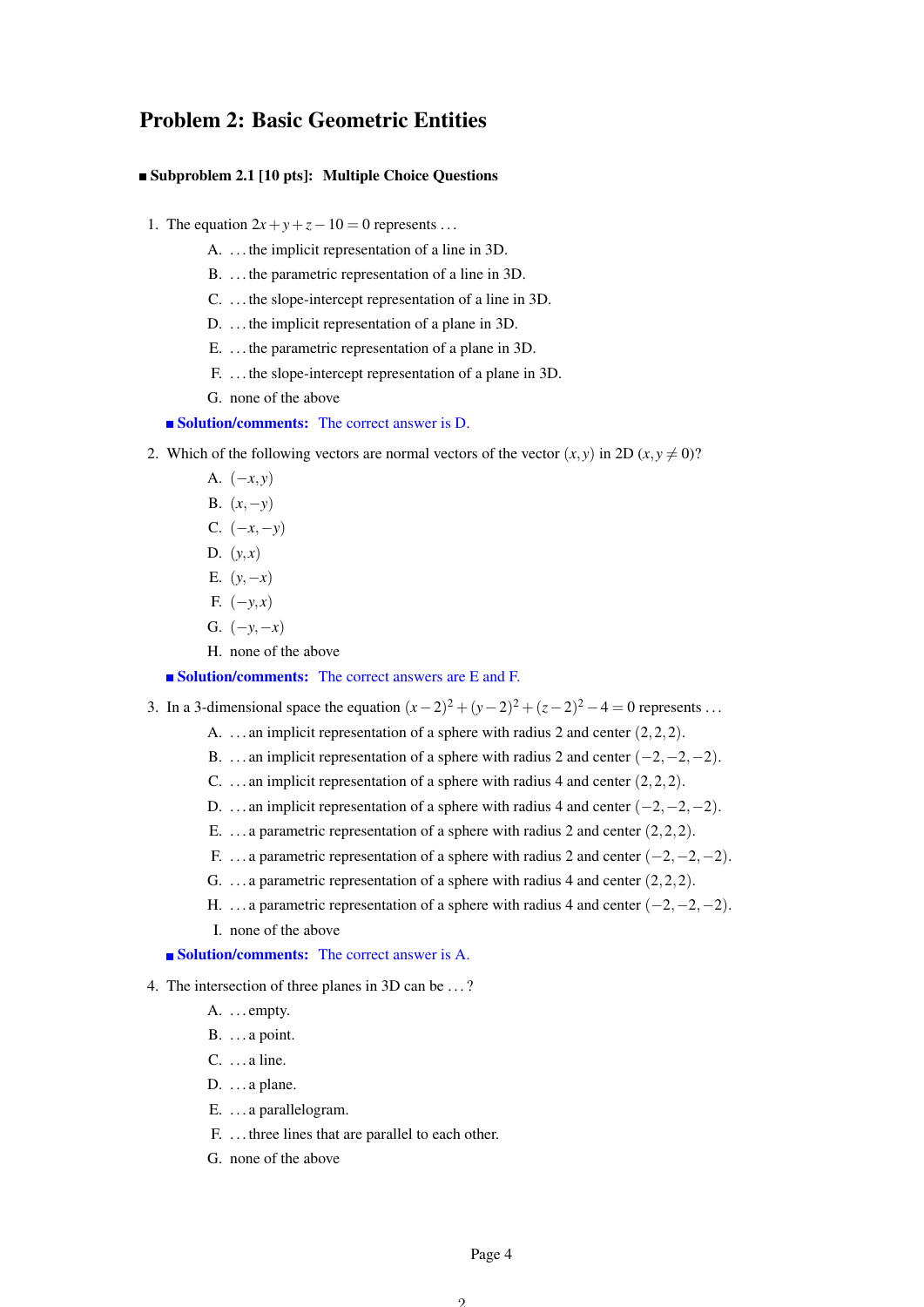## Problem 2: Basic Geometric Entities

### Subproblem 2.1 [10 pts]: Multiple Choice Questions

1. The equation $2x + y + z - 10 = 0$ represents ...
   - A. ...the implicit representation of a line in 3D.
   - B. ...the parametric representation of a line in 3D.
   - C. ...the slope-intercept representation of a line in 3D.
   - D. ...the implicit representation of a plane in 3D.
   - E. ...the parametric representation of a plane in 3D.
   - F. ...the slope-intercept representation of a plane in 3D.
   - G. none of the above

   **Solution/comments:** The correct answer is D.

2. Which of the following vectors are normal vectors of the vector $(x, y)$ in 2D $(x, y \neq 0)$?
   - A. $(-x, y)$
   - B. $(x, -y)$
   - C. $(-x, -y)$
   - D. $(y, x)$
   - E. $(y, -x)$
   - F. $(-y, x)$
   - G. $(-y, -x)$
   - H. none of the above

   **Solution/comments:** The correct answers are E and F.

3. In a 3-dimensional space the equation $(x-2)^2 + (y-2)^2 + (z-2)^2 - 4 = 0$ represents ...
   - A. ...an implicit representation of a sphere with radius 2 and center $(2, 2, 2)$.
   - B. ...an implicit representation of a sphere with radius 2 and center $(-2, -2, -2)$.
   - C. ...an implicit representation of a sphere with radius 4 and center $(2, 2, 2)$.
   - D. ...an implicit representation of a sphere with radius 4 and center $(-2, -2, -2)$.
   - E. ...a parametric representation of a sphere with radius 2 and center $(2, 2, 2)$.
   - F. ...a parametric representation of a sphere with radius 2 and center $(-2, -2, -2)$.
   - G. ...a parametric representation of a sphere with radius 4 and center $(2, 2, 2)$.
   - H. ...a parametric representation of a sphere with radius 4 and center $(-2, -2, -2)$.
   - I. none of the above

   **Solution/comments:** The correct answer is A.

4. The intersection of three planes in 3D can be ...?
   - A. ...empty.
   - B. ...a point.
   - C. ...a line.
   - D. ...a plane.
   - E. ...a parallelogram.
   - F. ...three lines that are parallel to each other.
   - G. none of the above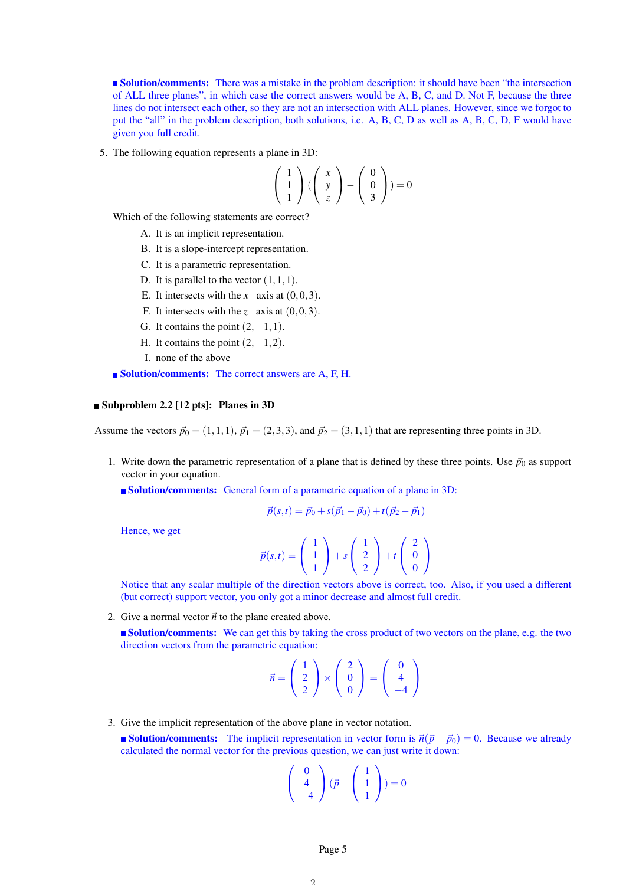**Solution/comments:** There was a mistake in the problem description: it should have been "the intersection of ALL three planes", in which case the correct answers would be A, B, C, and D. Not F, because the three lines do not intersect each other, so they are not an intersection with ALL planes. However, since we forgot to put the "all" in the problem description, both solutions, i.e. A, B, C, D as well as A, B, C, D, F would have given you full credit.

5. The following equation represents a plane in 3D:

$$\begin{pmatrix} 1 \\ 1 \\ 1 \end{pmatrix} \left( \begin{pmatrix} x \\ y \\ z \end{pmatrix} - \begin{pmatrix} 0 \\ 0 \\ 3 \end{pmatrix} \right) = 0$$

Which of the following statements are correct?

A. It is an implicit representation.
B. It is a slope-intercept representation.
C. It is a parametric representation.
D. It is parallel to the vector $(1,1,1)$.
E. It intersects with the $x$−axis at $(0,0,3)$.
F. It intersects with the $z$−axis at $(0,0,3)$.
G. It contains the point $(2,-1,1)$.
H. It contains the point $(2,-1,2)$.
I. none of the above

**Solution/comments:** The correct answers are A, F, H.

## Subproblem 2.2 [12 pts]: Planes in 3D

Assume the vectors $\vec{p}_0 = (1,1,1)$, $\vec{p}_1 = (2,3,3)$, and $\vec{p}_2 = (3,1,1)$ that are representing three points in 3D.

1. Write down the parametric representation of a plane that is defined by these three points. Use $\vec{p}_0$ as support vector in your equation.

   **Solution/comments:** General form of a parametric equation of a plane in 3D:

$$\vec{p}(s,t) = \vec{p}_0 + s(\vec{p}_1 - \vec{p}_0) + t(\vec{p}_2 - \vec{p}_1)$$

   Hence, we get

$$\vec{p}(s,t) = \begin{pmatrix} 1 \\ 1 \\ 1 \end{pmatrix} + s \begin{pmatrix} 1 \\ 2 \\ 2 \end{pmatrix} + t \begin{pmatrix} 2 \\ 0 \\ 0 \end{pmatrix}$$

   Notice that any scalar multiple of the direction vectors above is correct, too. Also, if you used a different (but correct) support vector, you only got a minor decrease and almost full credit.

2. Give a normal vector $\vec{n}$ to the plane created above.

   **Solution/comments:** We can get this by taking the cross product of two vectors on the plane, e.g. the two direction vectors from the parametric equation:

$$\vec{n} = \begin{pmatrix} 1 \\ 2 \\ 2 \end{pmatrix} \times \begin{pmatrix} 2 \\ 0 \\ 0 \end{pmatrix} = \begin{pmatrix} 0 \\ 4 \\ -4 \end{pmatrix}$$

3. Give the implicit representation of the above plane in vector notation.

   **Solution/comments:** The implicit representation in vector form is $\vec{n}(\vec{p} - \vec{p}_0) = 0$. Because we already calculated the normal vector for the previous question, we can just write it down:

$$\begin{pmatrix} 0 \\ 4 \\ -4 \end{pmatrix} \left( \vec{p} - \begin{pmatrix} 1 \\ 1 \\ 1 \end{pmatrix} \right) = 0$$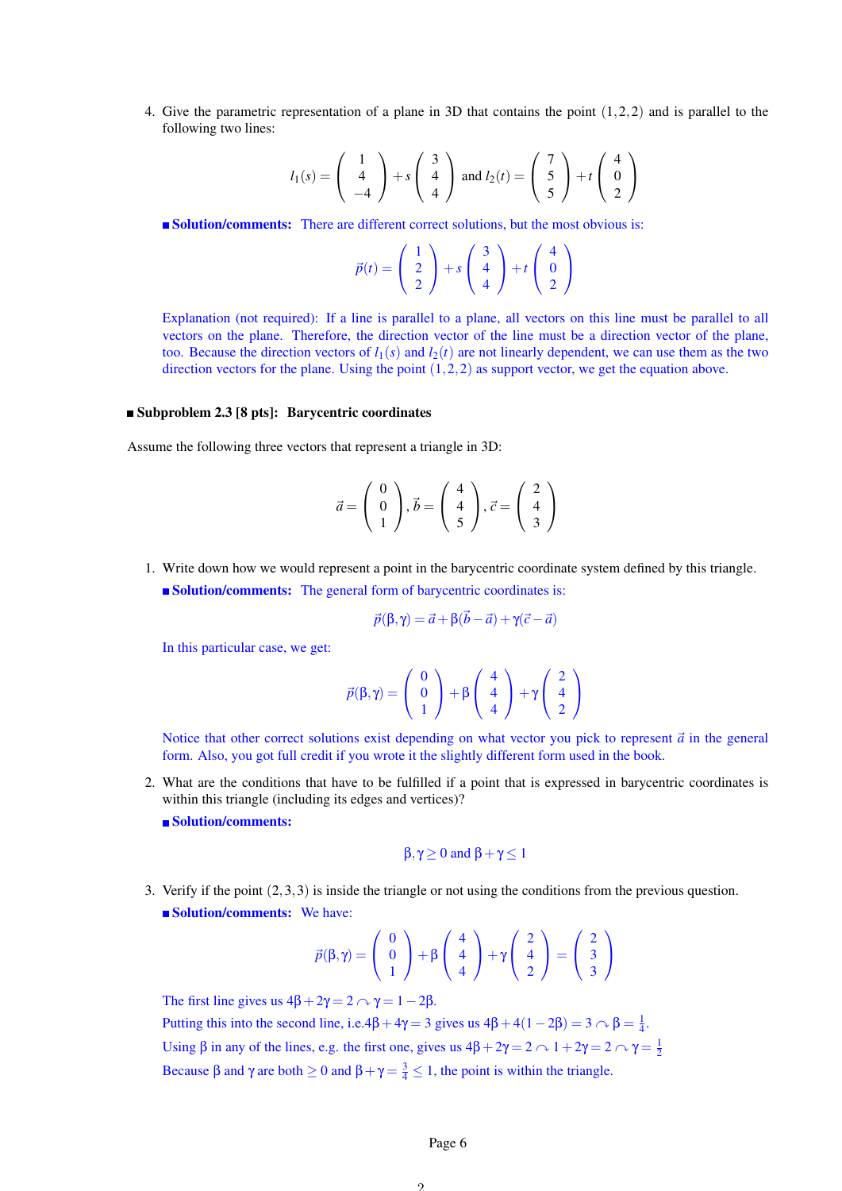4. Give the parametric representation of a plane in 3D that contains the point $(1,2,2)$ and is parallel to the following two lines:

$$l_1(s) = \begin{pmatrix} 1 \\ 4 \\ -4 \end{pmatrix} + s \begin{pmatrix} 3 \\ 4 \\ 4 \end{pmatrix} \text{ and } l_2(t) = \begin{pmatrix} 7 \\ 5 \\ 5 \end{pmatrix} + t \begin{pmatrix} 4 \\ 0 \\ 2 \end{pmatrix}$$

**Solution/comments:** There are different correct solutions, but the most obvious is:

$$\vec{p}(t) = \begin{pmatrix} 1 \\ 2 \\ 2 \end{pmatrix} + s \begin{pmatrix} 3 \\ 4 \\ 4 \end{pmatrix} + t \begin{pmatrix} 4 \\ 0 \\ 2 \end{pmatrix}$$

Explanation (not required): If a line is parallel to a plane, all vectors on this line must be parallel to all vectors on the plane. Therefore, the direction vector of the line must be a direction vector of the plane, too. Because the direction vectors of $l_1(s)$ and $l_2(t)$ are not linearly dependent, we can use them as the two direction vectors for the plane. Using the point $(1,2,2)$ as support vector, we get the equation above.

### Subproblem 2.3 [8 pts]: Barycentric coordinates

Assume the following three vectors that represent a triangle in 3D:

$$\vec{a} = \begin{pmatrix} 0 \\ 0 \\ 1 \end{pmatrix}, \vec{b} = \begin{pmatrix} 4 \\ 4 \\ 5 \end{pmatrix}, \vec{c} = \begin{pmatrix} 2 \\ 4 \\ 3 \end{pmatrix}$$

1. Write down how we would represent a point in the barycentric coordinate system defined by this triangle.

   **Solution/comments:** The general form of barycentric coordinates is:

   $$\vec{p}(\beta,\gamma) = \vec{a} + \beta(\vec{b} - \vec{a}) + \gamma(\vec{c} - \vec{a})$$

   In this particular case, we get:

   $$\vec{p}(\beta,\gamma) = \begin{pmatrix} 0 \\ 0 \\ 1 \end{pmatrix} + \beta \begin{pmatrix} 4 \\ 4 \\ 4 \end{pmatrix} + \gamma \begin{pmatrix} 2 \\ 4 \\ 2 \end{pmatrix}$$

   Notice that other correct solutions exist depending on what vector you pick to represent $\vec{a}$ in the general form. Also, you got full credit if you wrote it the slightly different form used in the book.

2. What are the conditions that have to be fulfilled if a point that is expressed in barycentric coordinates is within this triangle (including its edges and vertices)?

   **Solution/comments:**

   $$\beta, \gamma \geq 0 \text{ and } \beta + \gamma \leq 1$$

3. Verify if the point $(2,3,3)$ is inside the triangle or not using the conditions from the previous question.

   **Solution/comments:** We have:

   $$\vec{p}(\beta,\gamma) = \begin{pmatrix} 0 \\ 0 \\ 1 \end{pmatrix} + \beta \begin{pmatrix} 4 \\ 4 \\ 4 \end{pmatrix} + \gamma \begin{pmatrix} 2 \\ 4 \\ 2 \end{pmatrix} = \begin{pmatrix} 2 \\ 3 \\ 3 \end{pmatrix}$$

   The first line gives us $4\beta + 2\gamma = 2 \curvearrowright \gamma = 1 - 2\beta$.
   Putting this into the second line, i.e. $4\beta + 4\gamma = 3$ gives us $4\beta + 4(1 - 2\beta) = 3 \curvearrowright \beta = \frac{1}{4}$.
   Using $\beta$ in any of the lines, e.g. the first one, gives us $4\beta + 2\gamma = 2 \curvearrowright 1 + 2\gamma = 2 \curvearrowright \gamma = \frac{1}{2}$
   Because $\beta$ and $\gamma$ are both $\geq 0$ and $\beta + \gamma = \frac{3}{4} \leq 1$, the point is within the triangle.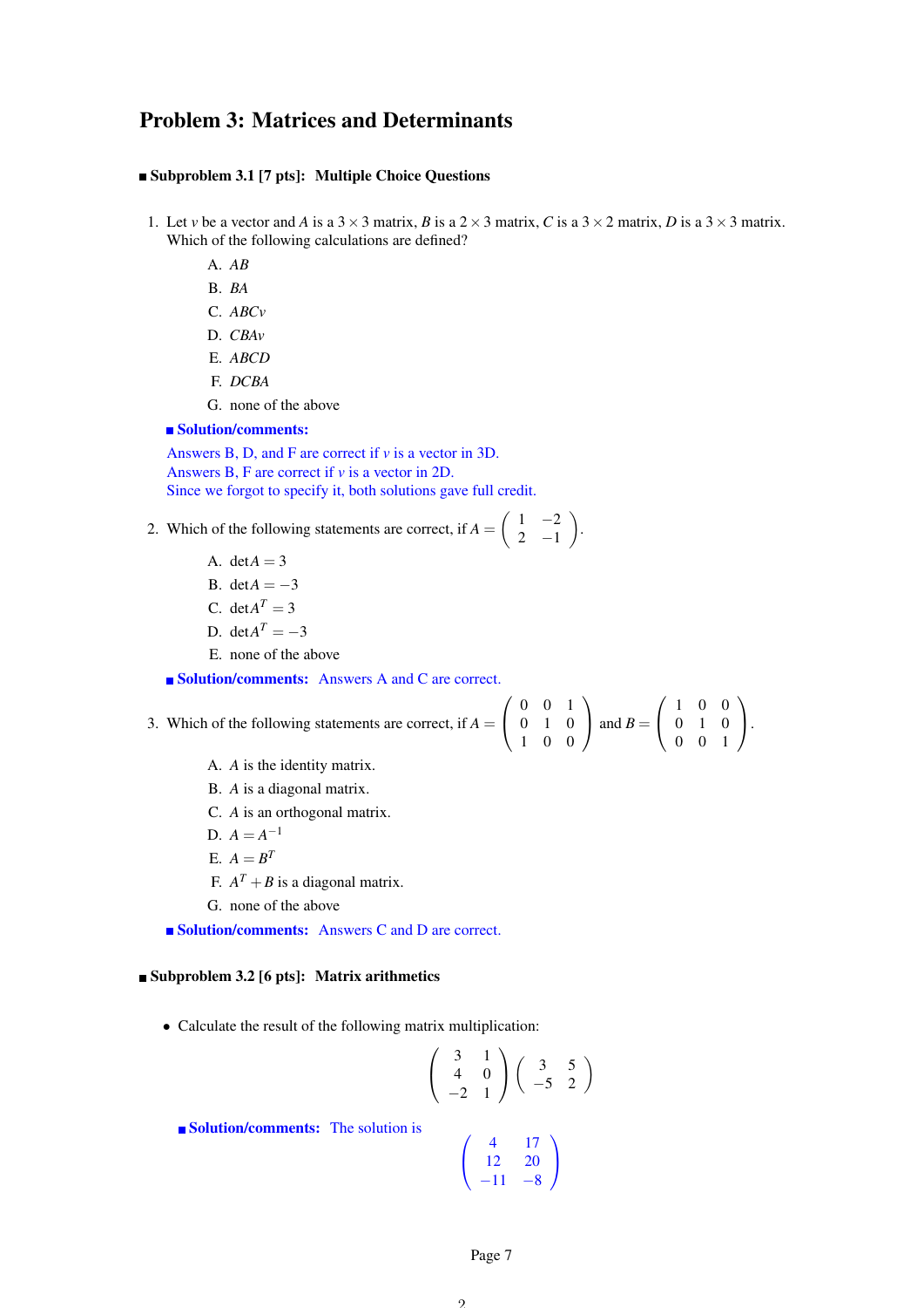# Problem 3: Matrices and Determinants

### ■ Subproblem 3.1 [7 pts]: Multiple Choice Questions

1. Let $v$ be a vector and $A$ is a $3 \times 3$ matrix, $B$ is a $2 \times 3$ matrix, $C$ is a $3 \times 2$ matrix, $D$ is a $3 \times 3$ matrix. Which of the following calculations are defined?

   A. $AB$

   B. $BA$

   C. $ABCv$

   D. $CBAv$

   E. $ABCD$

   F. $DCBA$

   G. none of the above

   **■ Solution/comments:**

   Answers B, D, and F are correct if $v$ is a vector in 3D.
   Answers B, F are correct if $v$ is a vector in 2D.
   Since we forgot to specify it, both solutions gave full credit.

2. Which of the following statements are correct, if $A = \begin{pmatrix} 1 & -2 \\ 2 & -1 \end{pmatrix}$.

   A. $\det A = 3$

   B. $\det A = -3$

   C. $\det A^T = 3$

   D. $\det A^T = -3$

   E. none of the above

   **■ Solution/comments:** Answers A and C are correct.

3. Which of the following statements are correct, if $A = \begin{pmatrix} 0 & 0 & 1 \\ 0 & 1 & 0 \\ 1 & 0 & 0 \end{pmatrix}$ and $B = \begin{pmatrix} 1 & 0 & 0 \\ 0 & 1 & 0 \\ 0 & 0 & 1 \end{pmatrix}$.

   A. $A$ is the identity matrix.

   B. $A$ is a diagonal matrix.

   C. $A$ is an orthogonal matrix.

   D. $A = A^{-1}$

   E. $A = B^T$

   F. $A^T + B$ is a diagonal matrix.

   G. none of the above

   **■ Solution/comments:** Answers C and D are correct.

### ■ Subproblem 3.2 [6 pts]: Matrix arithmetics

- Calculate the result of the following matrix multiplication:

$$\begin{pmatrix} 3 & 1 \\ 4 & 0 \\ -2 & 1 \end{pmatrix} \begin{pmatrix} 3 & 5 \\ -5 & 2 \end{pmatrix}$$

**■ Solution/comments:** The solution is

$$\begin{pmatrix} 4 & 17 \\ 12 & 20 \\ -11 & -8 \end{pmatrix}$$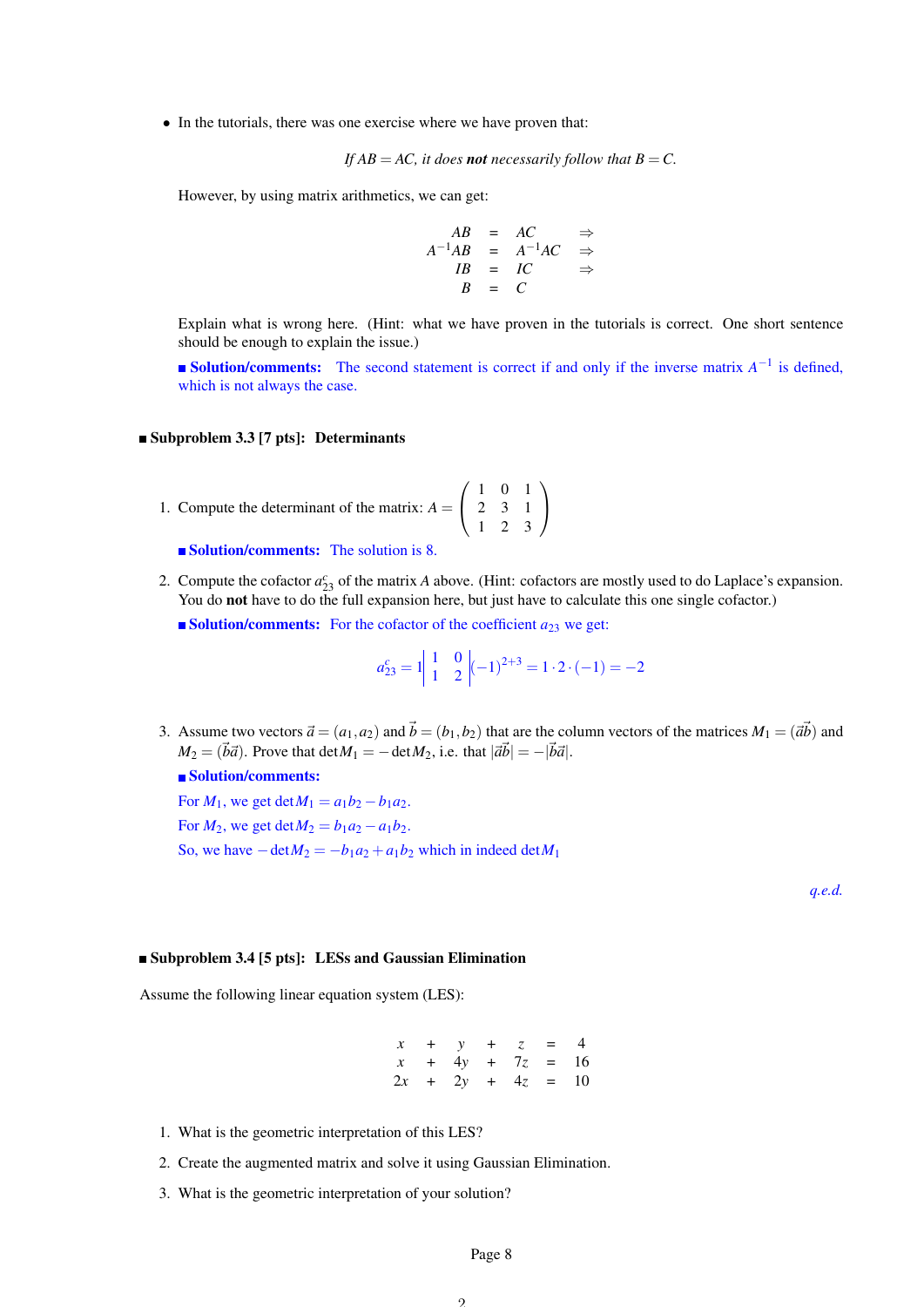- In the tutorials, there was one exercise where we have proven that:

  *If $AB = AC$, it does **not** necessarily follow that $B = C$.*

  However, by using matrix arithmetics, we can get:

  $$\begin{array}{rcll} AB & = & AC & \Rightarrow \\ A^{-1}AB & = & A^{-1}AC & \Rightarrow \\ IB & = & IC & \Rightarrow \\ B & = & C & \end{array}$$

  Explain what is wrong here. (Hint: what we have proven in the tutorials is correct. One short sentence should be enough to explain the issue.)

  ■ **Solution/comments:** The second statement is correct if and only if the inverse matrix $A^{-1}$ is defined, which is not always the case.

■ **Subproblem 3.3 [7 pts]: Determinants**

1. Compute the determinant of the matrix: $A = \begin{pmatrix} 1 & 0 & 1 \\ 2 & 3 & 1 \\ 1 & 2 & 3 \end{pmatrix}$

   ■ **Solution/comments:** The solution is 8.

2. Compute the cofactor $a^c_{23}$ of the matrix $A$ above. (Hint: cofactors are mostly used to do Laplace's expansion. You do **not** have to do the full expansion here, but just have to calculate this one single cofactor.)

   ■ **Solution/comments:** For the cofactor of the coefficient $a_{23}$ we get:

   $$a^c_{23} = 1\begin{vmatrix} 1 & 0 \\ 1 & 2 \end{vmatrix}(-1)^{2+3} = 1 \cdot 2 \cdot (-1) = -2$$

3. Assume two vectors $\vec{a} = (a_1, a_2)$ and $\vec{b} = (b_1, b_2)$ that are the column vectors of the matrices $M_1 = (\vec{a}\vec{b})$ and $M_2 = (\vec{b}\vec{a})$. Prove that $\det M_1 = -\det M_2$, i.e. that $|\vec{a}\vec{b}| = -|\vec{b}\vec{a}|$.

   ■ **Solution/comments:**

   For $M_1$, we get $\det M_1 = a_1 b_2 - b_1 a_2$.

   For $M_2$, we get $\det M_2 = b_1 a_2 - a_1 b_2$.

   So, we have $-\det M_2 = -b_1 a_2 + a_1 b_2$ which in indeed $\det M_1$

   *q.e.d.*

■ **Subproblem 3.4 [5 pts]: LESs and Gaussian Elimination**

Assume the following linear equation system (LES):

$$\begin{array}{rcrcrcr} x & + & y & + & z & = & 4 \\ x & + & 4y & + & 7z & = & 16 \\ 2x & + & 2y & + & 4z & = & 10 \end{array}$$

1. What is the geometric interpretation of this LES?
2. Create the augmented matrix and solve it using Gaussian Elimination.
3. What is the geometric interpretation of your solution?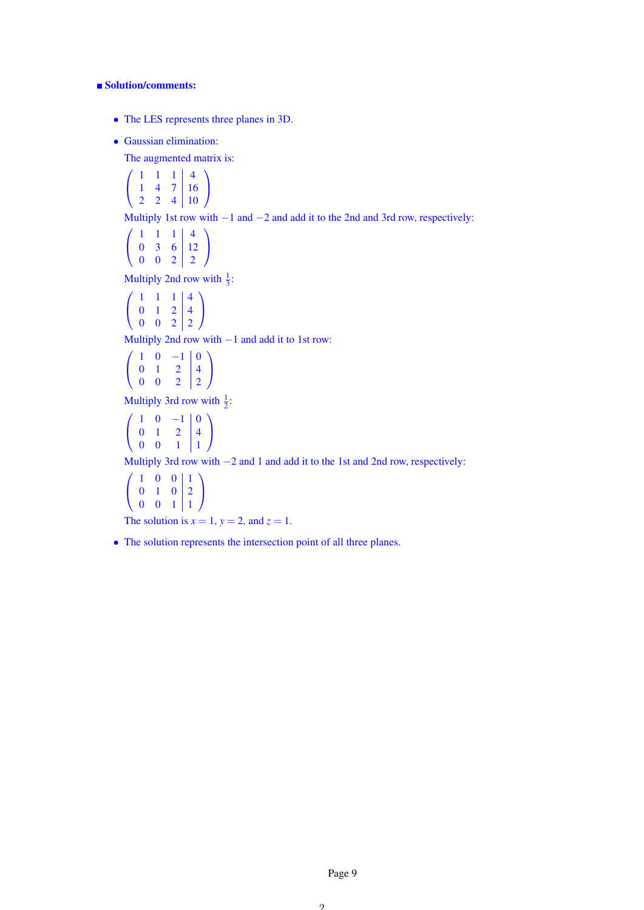■ **Solution/comments:**

- The LES represents three planes in 3D.
- Gaussian elimination:

  The augmented matrix is:

  $$\left(\begin{array}{ccc|c} 1 & 1 & 1 & 4 \\ 1 & 4 & 7 & 16 \\ 2 & 2 & 4 & 10 \end{array}\right)$$

  Multiply 1st row with $-1$ and $-2$ and add it to the 2nd and 3rd row, respectively:

  $$\left(\begin{array}{ccc|c} 1 & 1 & 1 & 4 \\ 0 & 3 & 6 & 12 \\ 0 & 0 & 2 & 2 \end{array}\right)$$

  Multiply 2nd row with $\frac{1}{3}$:

  $$\left(\begin{array}{ccc|c} 1 & 1 & 1 & 4 \\ 0 & 1 & 2 & 4 \\ 0 & 0 & 2 & 2 \end{array}\right)$$

  Multiply 2nd row with $-1$ and add it to 1st row:

  $$\left(\begin{array}{ccc|c} 1 & 0 & -1 & 0 \\ 0 & 1 & 2 & 4 \\ 0 & 0 & 2 & 2 \end{array}\right)$$

  Multiply 3rd row with $\frac{1}{2}$:

  $$\left(\begin{array}{ccc|c} 1 & 0 & -1 & 0 \\ 0 & 1 & 2 & 4 \\ 0 & 0 & 1 & 1 \end{array}\right)$$

  Multiply 3rd row with $-2$ and 1 and add it to the 1st and 2nd row, respectively:

  $$\left(\begin{array}{ccc|c} 1 & 0 & 0 & 1 \\ 0 & 1 & 0 & 2 \\ 0 & 0 & 1 & 1 \end{array}\right)$$

  The solution is $x = 1$, $y = 2$, and $z = 1$.
- The solution represents the intersection point of all three planes.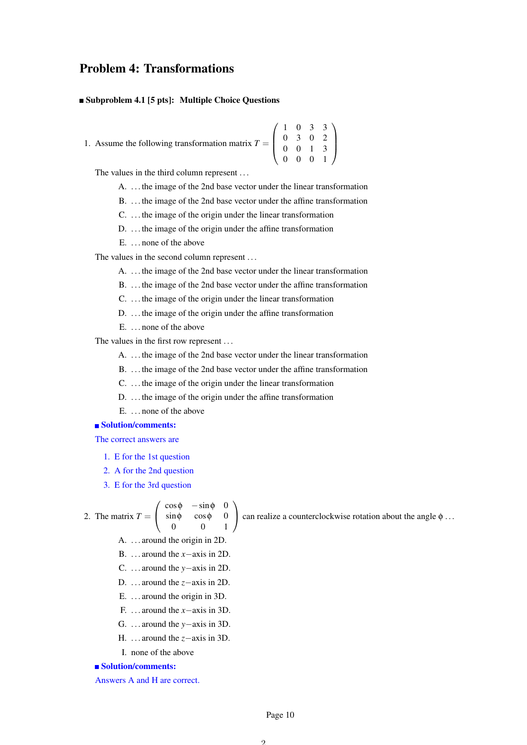# Problem 4: Transformations

■ **Subproblem 4.1 [5 pts]: Multiple Choice Questions**

1. Assume the following transformation matrix $T = \begin{pmatrix} 1 & 0 & 3 & 3 \\ 0 & 3 & 0 & 2 \\ 0 & 0 & 1 & 3 \\ 0 & 0 & 0 & 1 \end{pmatrix}$

   The values in the third column represent ...

   A. ...the image of the 2nd base vector under the linear transformation
   B. ...the image of the 2nd base vector under the affine transformation
   C. ...the image of the origin under the linear transformation
   D. ...the image of the origin under the affine transformation
   E. ...none of the above

   The values in the second column represent ...

   A. ...the image of the 2nd base vector under the linear transformation
   B. ...the image of the 2nd base vector under the affine transformation
   C. ...the image of the origin under the linear transformation
   D. ...the image of the origin under the affine transformation
   E. ...none of the above

   The values in the first row represent ...

   A. ...the image of the 2nd base vector under the linear transformation
   B. ...the image of the 2nd base vector under the affine transformation
   C. ...the image of the origin under the linear transformation
   D. ...the image of the origin under the affine transformation
   E. ...none of the above

   ■ **Solution/comments:**

   The correct answers are

   1. E for the 1st question
   2. A for the 2nd question
   3. E for the 3rd question

2. The matrix $T = \begin{pmatrix} \cos\phi & -\sin\phi & 0 \\ \sin\phi & \cos\phi & 0 \\ 0 & 0 & 1 \end{pmatrix}$ can realize a counterclockwise rotation about the angle $\phi$ ...

   A. ...around the origin in 2D.
   B. ...around the $x$−axis in 2D.
   C. ...around the $y$−axis in 2D.
   D. ...around the $z$−axis in 2D.
   E. ...around the origin in 3D.
   F. ...around the $x$−axis in 3D.
   G. ...around the $y$−axis in 3D.
   H. ...around the $z$−axis in 3D.
   I. none of the above

   ■ **Solution/comments:**

   Answers A and H are correct.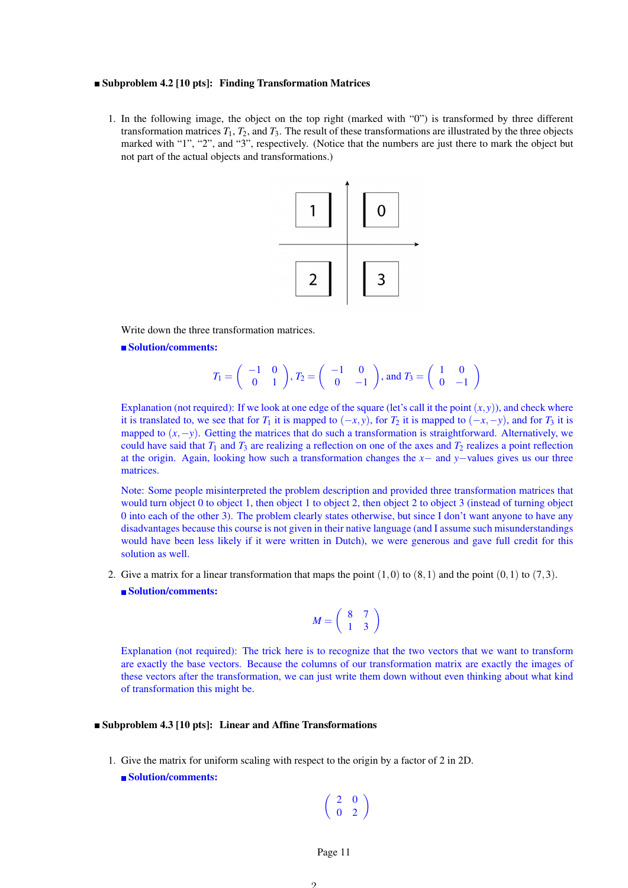■ **Subproblem 4.2 [10 pts]: Finding Transformation Matrices**

1. In the following image, the object on the top right (marked with "0") is transformed by three different transformation matrices $T_1$, $T_2$, and $T_3$. The result of these transformations are illustrated by the three objects marked with "1", "2", and "3", respectively. (Notice that the numbers are just there to mark the object but not part of the actual objects and transformations.)

   Write down the three transformation matrices.

   ■ **Solution/comments:**

   $$T_1 = \begin{pmatrix} -1 & 0 \\ 0 & 1 \end{pmatrix},\ T_2 = \begin{pmatrix} -1 & 0 \\ 0 & -1 \end{pmatrix},\ \text{and } T_3 = \begin{pmatrix} 1 & 0 \\ 0 & -1 \end{pmatrix}$$

   Explanation (not required): If we look at one edge of the square (let's call it the point $(x,y)$), and check where it is translated to, we see that for $T_1$ it is mapped to $(-x,y)$, for $T_2$ it is mapped to $(-x,-y)$, and for $T_3$ it is mapped to $(x,-y)$. Getting the matrices that do such a transformation is straightforward. Alternatively, we could have said that $T_1$ and $T_3$ are realizing a reflection on one of the axes and $T_2$ realizes a point reflection at the origin. Again, looking how such a transformation changes the $x-$ and $y-$values gives us our three matrices.

   Note: Some people misinterpreted the problem description and provided three transformation matrices that would turn object 0 to object 1, then object 1 to object 2, then object 2 to object 3 (instead of turning object 0 into each of the other 3). The problem clearly states otherwise, but since I don't want anyone to have any disadvantages because this course is not given in their native language (and I assume such misunderstandings would have been less likely if it were written in Dutch), we were generous and gave full credit for this solution as well.

2. Give a matrix for a linear transformation that maps the point $(1,0)$ to $(8,1)$ and the point $(0,1)$ to $(7,3)$.

   ■ **Solution/comments:**

   $$M = \begin{pmatrix} 8 & 7 \\ 1 & 3 \end{pmatrix}$$

   Explanation (not required): The trick here is to recognize that the two vectors that we want to transform are exactly the base vectors. Because the columns of our transformation matrix are exactly the images of these vectors after the transformation, we can just write them down without even thinking about what kind of transformation this might be.

■ **Subproblem 4.3 [10 pts]: Linear and Affine Transformations**

1. Give the matrix for uniform scaling with respect to the origin by a factor of 2 in 2D.

   ■ **Solution/comments:**

   $$\begin{pmatrix} 2 & 0 \\ 0 & 2 \end{pmatrix}$$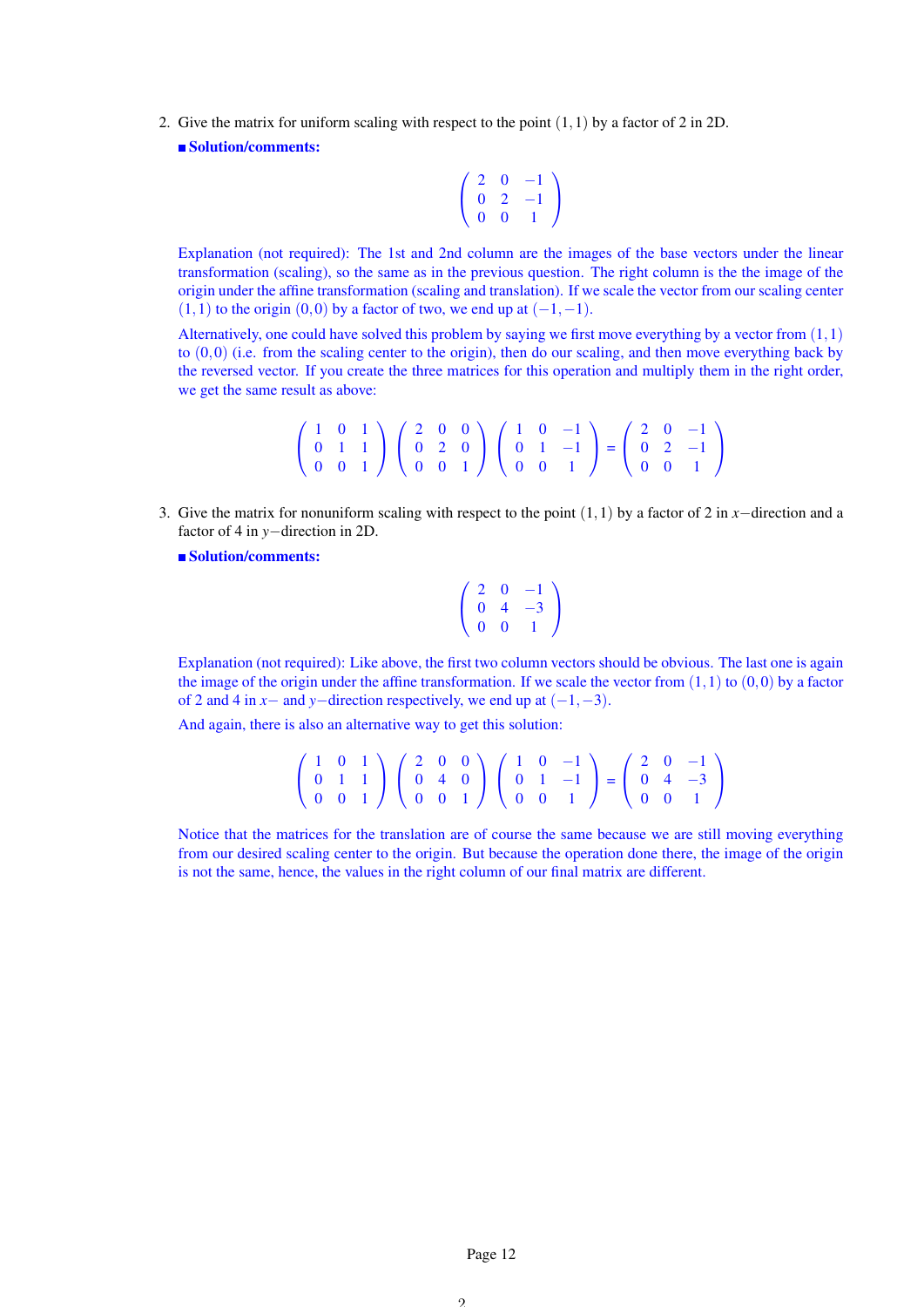2. Give the matrix for uniform scaling with respect to the point $(1,1)$ by a factor of 2 in 2D.

   ■ **Solution/comments:**

$$\begin{pmatrix} 2 & 0 & -1 \\ 0 & 2 & -1 \\ 0 & 0 & 1 \end{pmatrix}$$

   Explanation (not required): The 1st and 2nd column are the images of the base vectors under the linear transformation (scaling), so the same as in the previous question. The right column is the the image of the origin under the affine transformation (scaling and translation). If we scale the vector from our scaling center $(1,1)$ to the origin $(0,0)$ by a factor of two, we end up at $(-1,-1)$.

   Alternatively, one could have solved this problem by saying we first move everything by a vector from $(1,1)$ to $(0,0)$ (i.e. from the scaling center to the origin), then do our scaling, and then move everything back by the reversed vector. If you create the three matrices for this operation and multiply them in the right order, we get the same result as above:

$$\begin{pmatrix} 1 & 0 & 1 \\ 0 & 1 & 1 \\ 0 & 0 & 1 \end{pmatrix} \begin{pmatrix} 2 & 0 & 0 \\ 0 & 2 & 0 \\ 0 & 0 & 1 \end{pmatrix} \begin{pmatrix} 1 & 0 & -1 \\ 0 & 1 & -1 \\ 0 & 0 & 1 \end{pmatrix} = \begin{pmatrix} 2 & 0 & -1 \\ 0 & 2 & -1 \\ 0 & 0 & 1 \end{pmatrix}$$

3. Give the matrix for nonuniform scaling with respect to the point $(1,1)$ by a factor of 2 in $x-$direction and a factor of 4 in $y-$direction in 2D.

   ■ **Solution/comments:**

$$\begin{pmatrix} 2 & 0 & -1 \\ 0 & 4 & -3 \\ 0 & 0 & 1 \end{pmatrix}$$

   Explanation (not required): Like above, the first two column vectors should be obvious. The last one is again the image of the origin under the affine transformation. If we scale the vector from $(1,1)$ to $(0,0)$ by a factor of 2 and 4 in $x-$ and $y-$direction respectively, we end up at $(-1,-3)$.

   And again, there is also an alternative way to get this solution:

$$\begin{pmatrix} 1 & 0 & 1 \\ 0 & 1 & 1 \\ 0 & 0 & 1 \end{pmatrix} \begin{pmatrix} 2 & 0 & 0 \\ 0 & 4 & 0 \\ 0 & 0 & 1 \end{pmatrix} \begin{pmatrix} 1 & 0 & -1 \\ 0 & 1 & -1 \\ 0 & 0 & 1 \end{pmatrix} = \begin{pmatrix} 2 & 0 & -1 \\ 0 & 4 & -3 \\ 0 & 0 & 1 \end{pmatrix}$$

   Notice that the matrices for the translation are of course the same because we are still moving everything from our desired scaling center to the origin. But because the operation done there, the image of the origin is not the same, hence, the values in the right column of our final matrix are different.